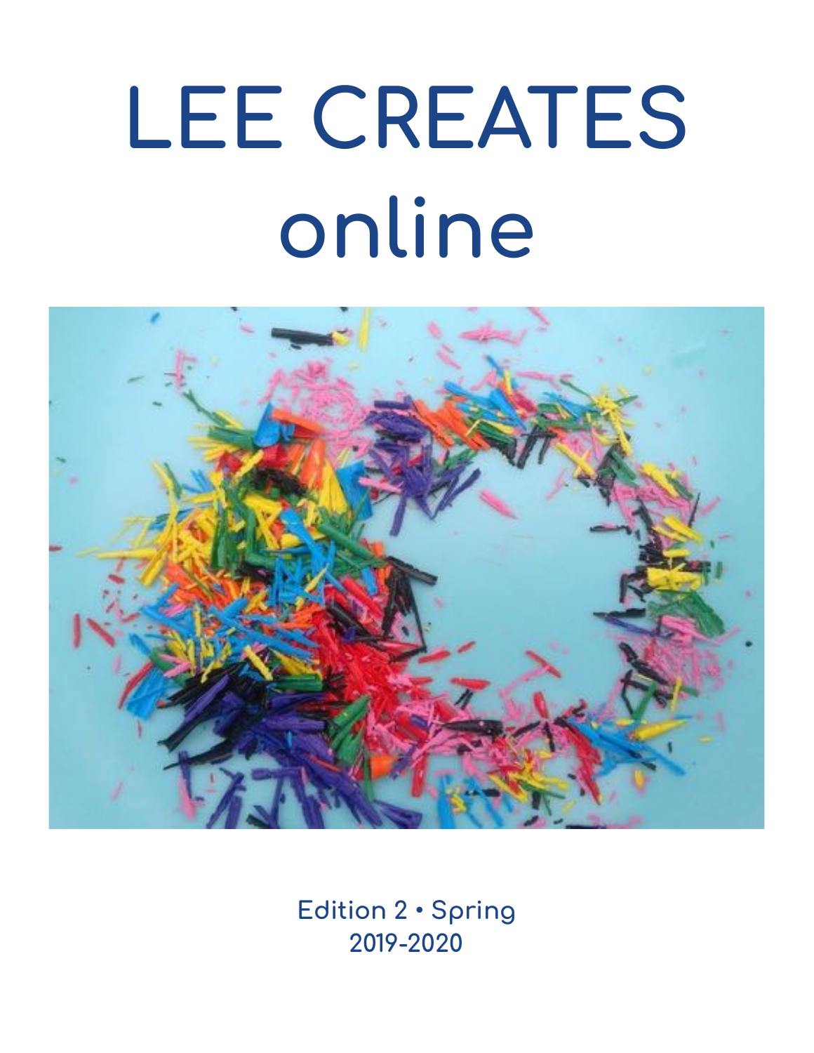# LEE CREATES online

Edition 2 • Spring
2019-2020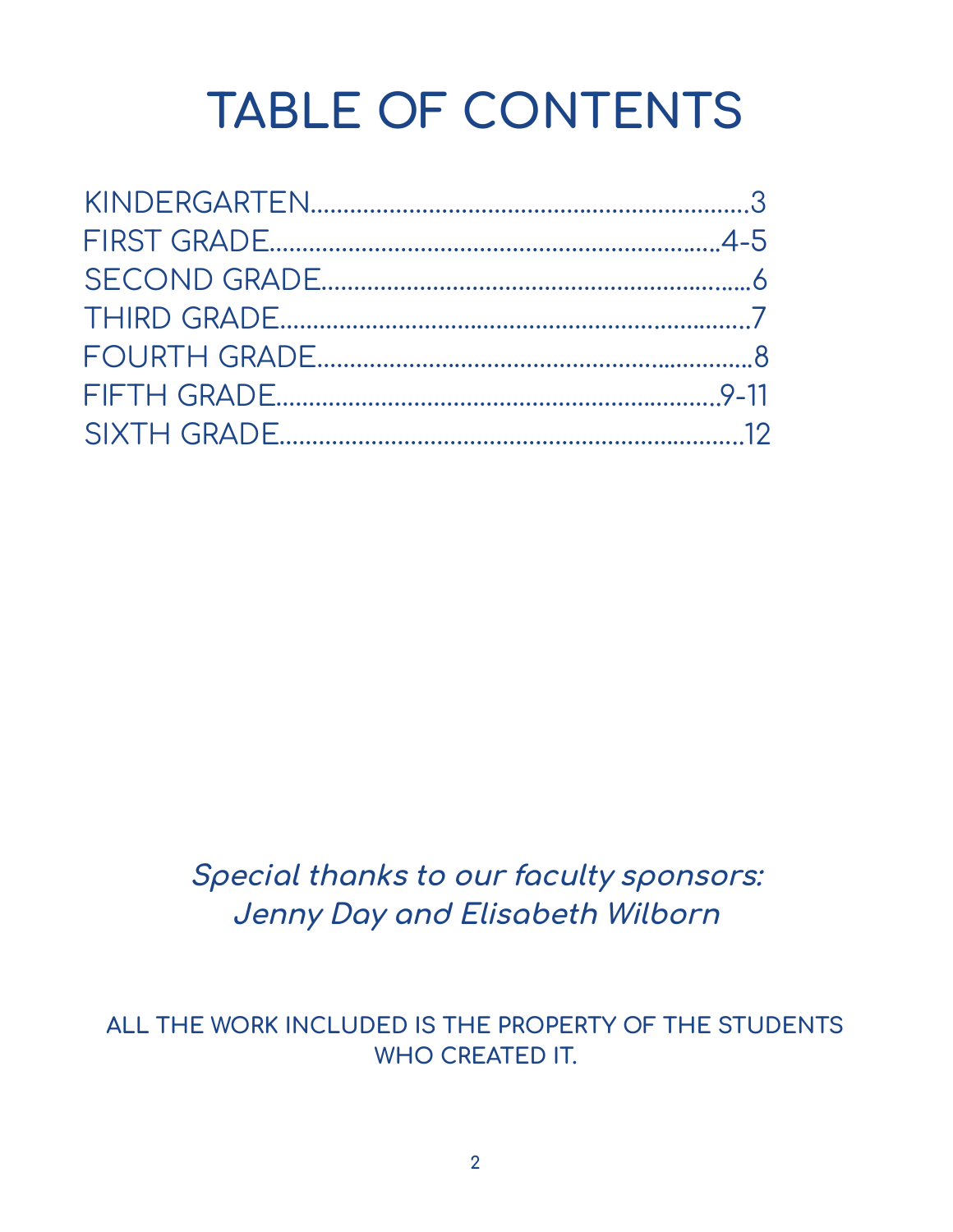# TABLE OF CONTENTS

KINDERGARTEN..................................................................3
FIRST GRADE.................................................................4-5
SECOND GRADE..................................................................6
THIRD GRADE...................................................................7
FOURTH GRADE..................................................................8
FIFTH GRADE................................................................9-11
SIXTH GRADE..................................................................12

***Special thanks to our faculty sponsors:***
***Jenny Day and Elisabeth Wilborn***

**ALL THE WORK INCLUDED IS THE PROPERTY OF THE STUDENTS WHO CREATED IT.**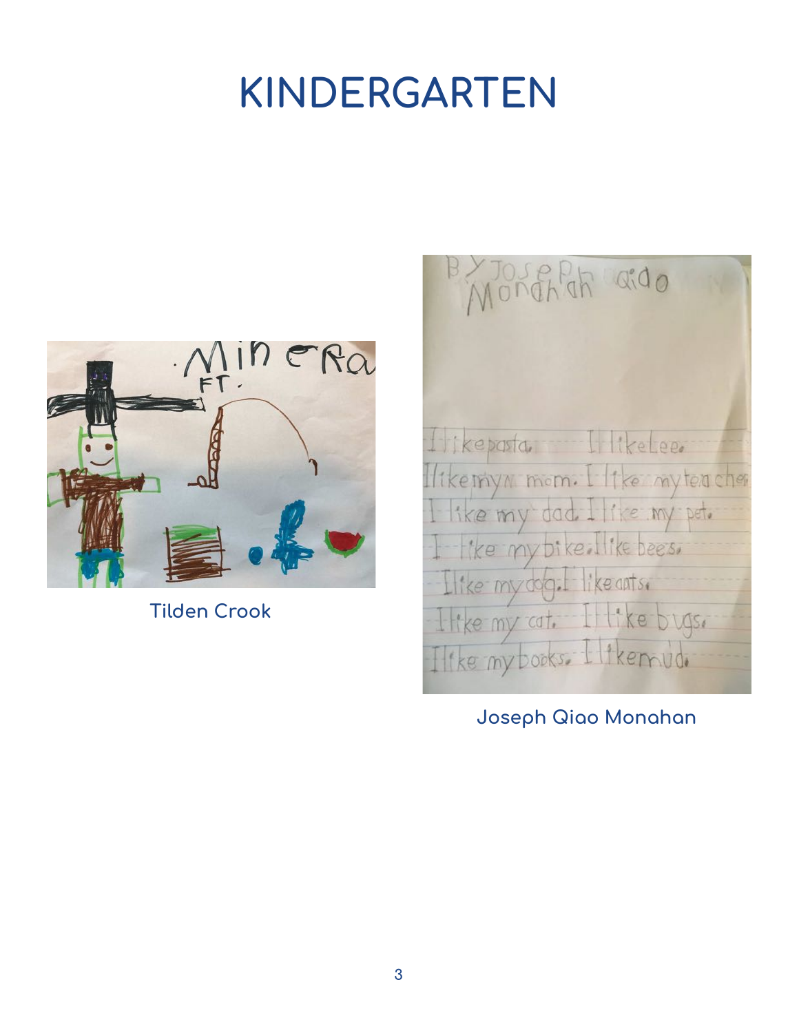# KINDERGARTEN

Tilden Crook

Joseph Qiao Monahan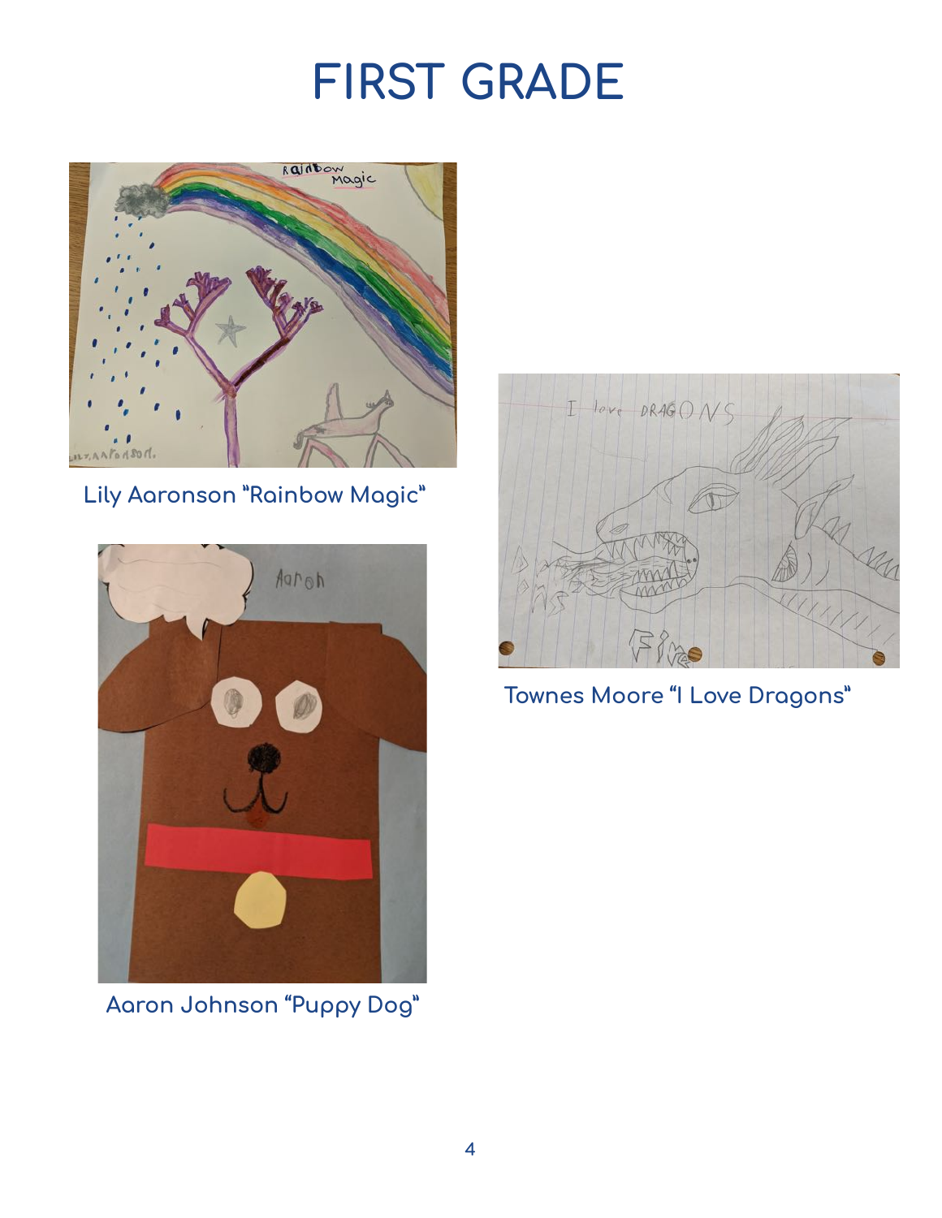# FIRST GRADE

Lily Aaronson "Rainbow Magic"

Townes Moore "I Love Dragons"

Aaron Johnson "Puppy Dog"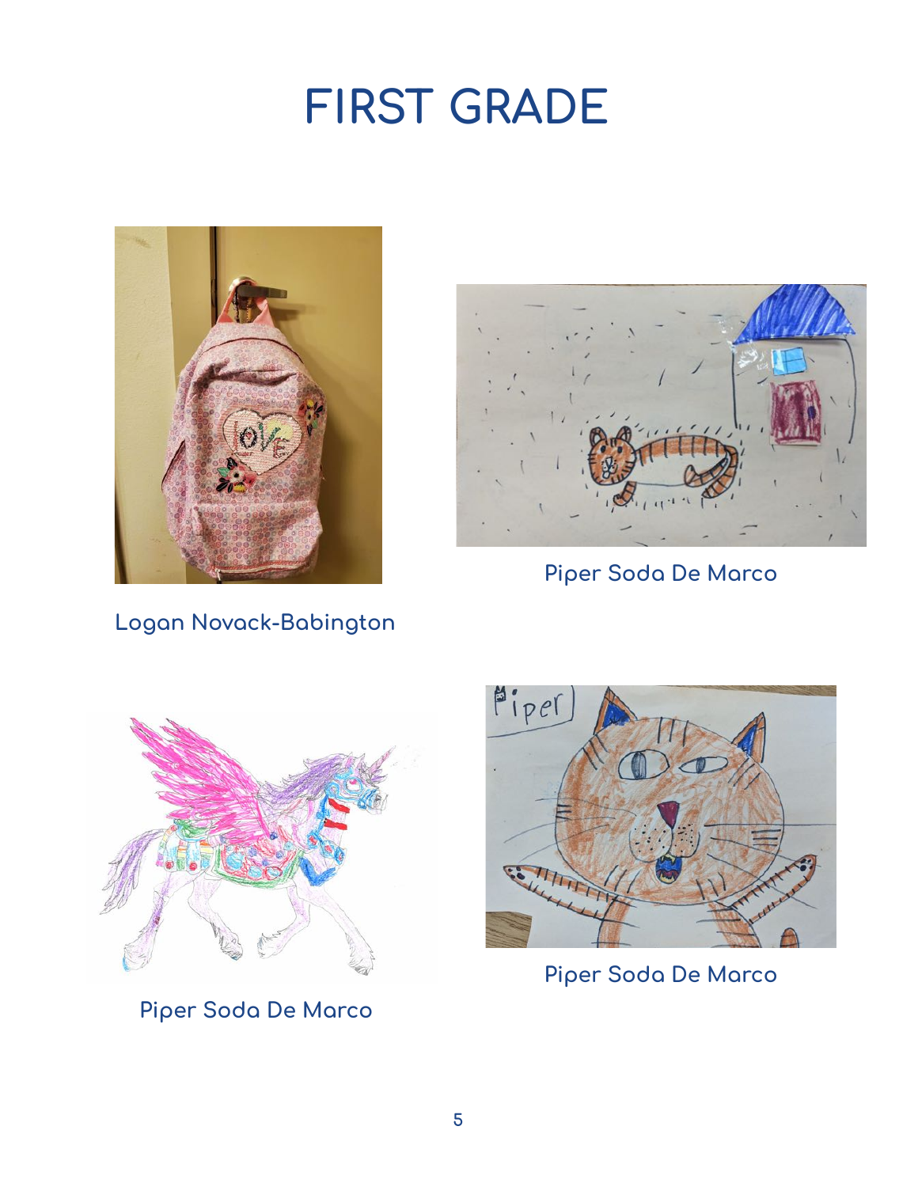# FIRST GRADE

Logan Novack-Babington

Piper Soda De Marco

Piper Soda De Marco

Piper Soda De Marco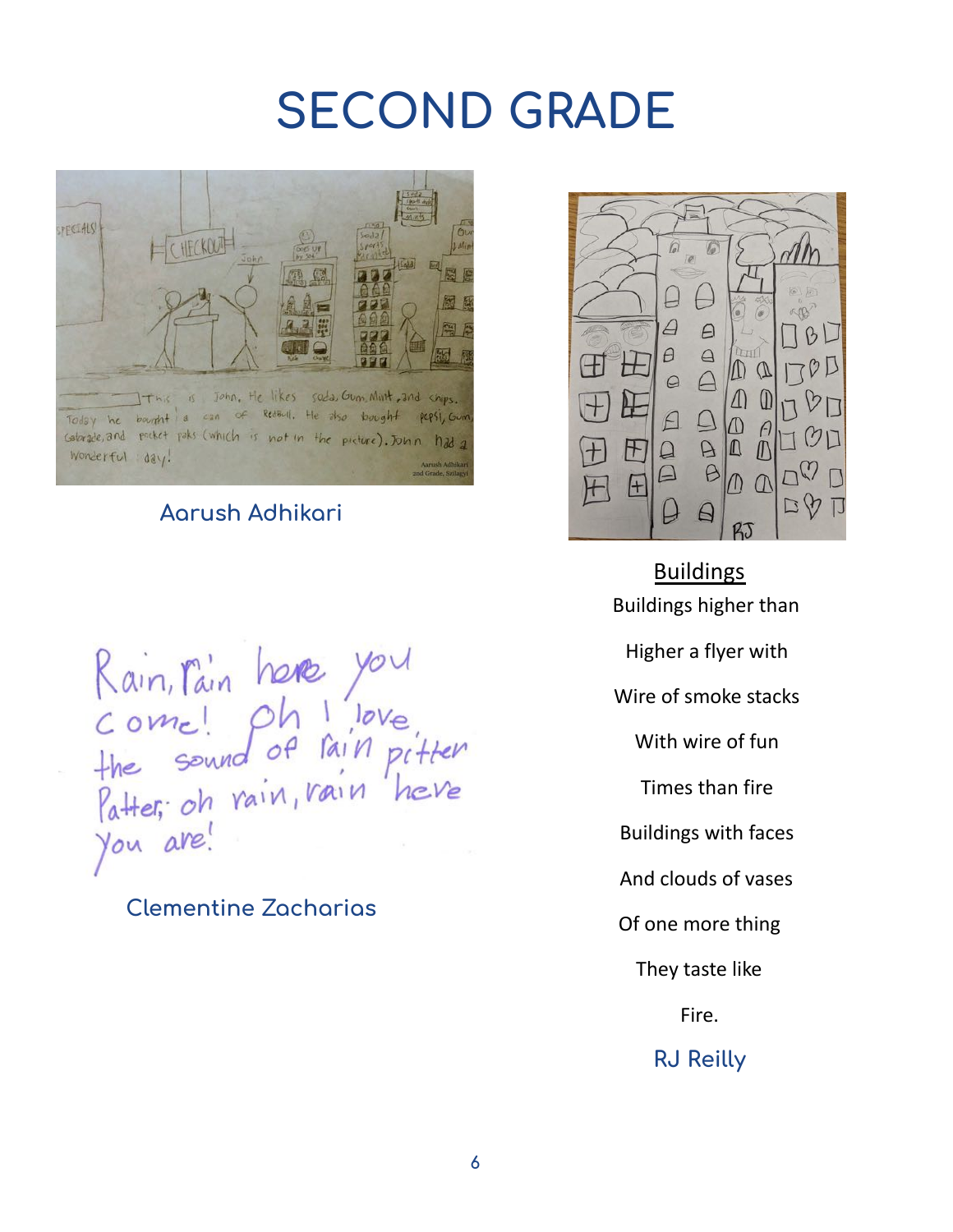# SECOND GRADE

Aarush Adhikari

Clementine Zacharias

<u>Buildings</u>

Buildings higher than

Higher a flyer with

Wire of smoke stacks

With wire of fun

Times than fire

Buildings with faces

And clouds of vases

Of one more thing

They taste like

Fire.

RJ Reilly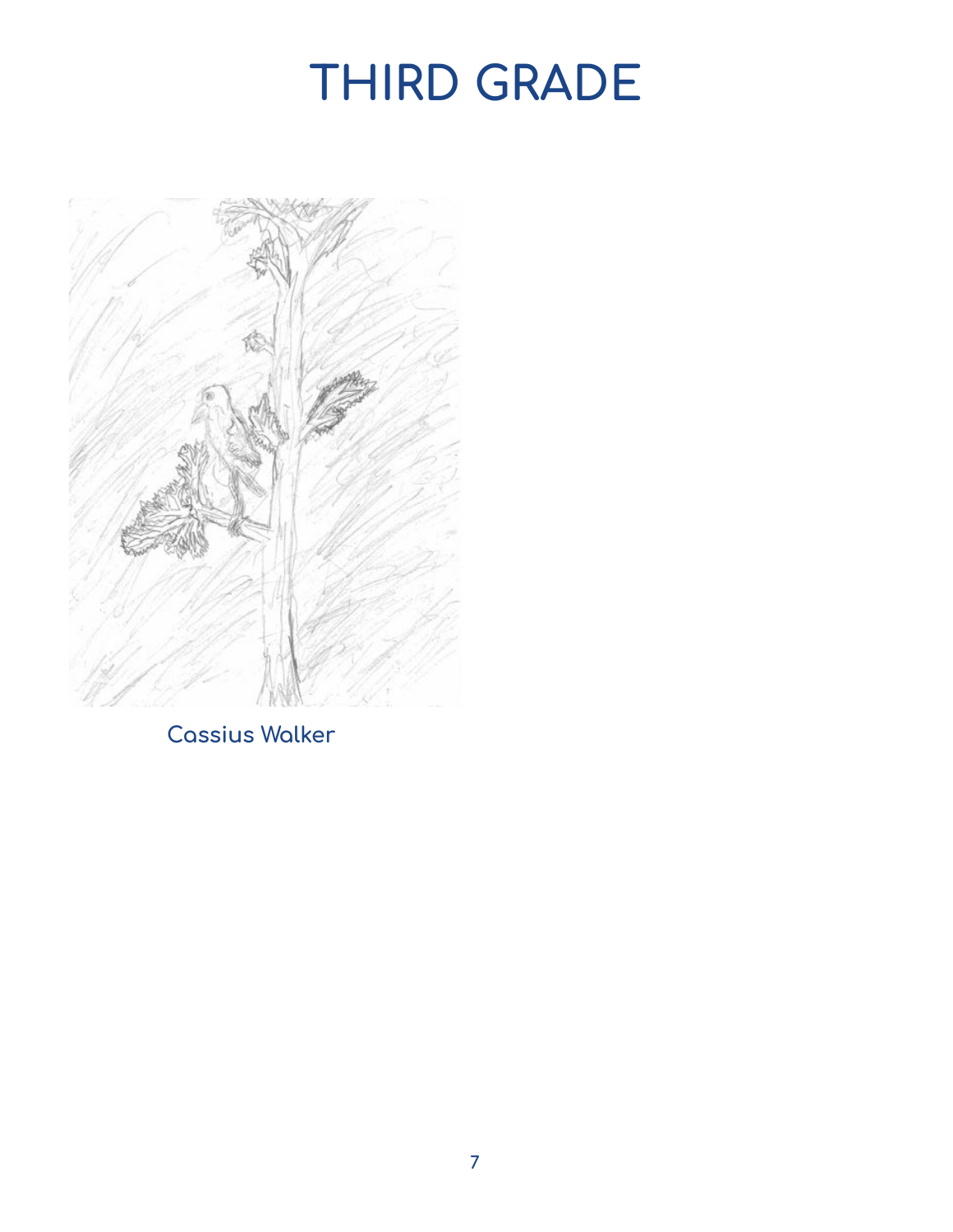# THIRD GRADE

Cassius Walker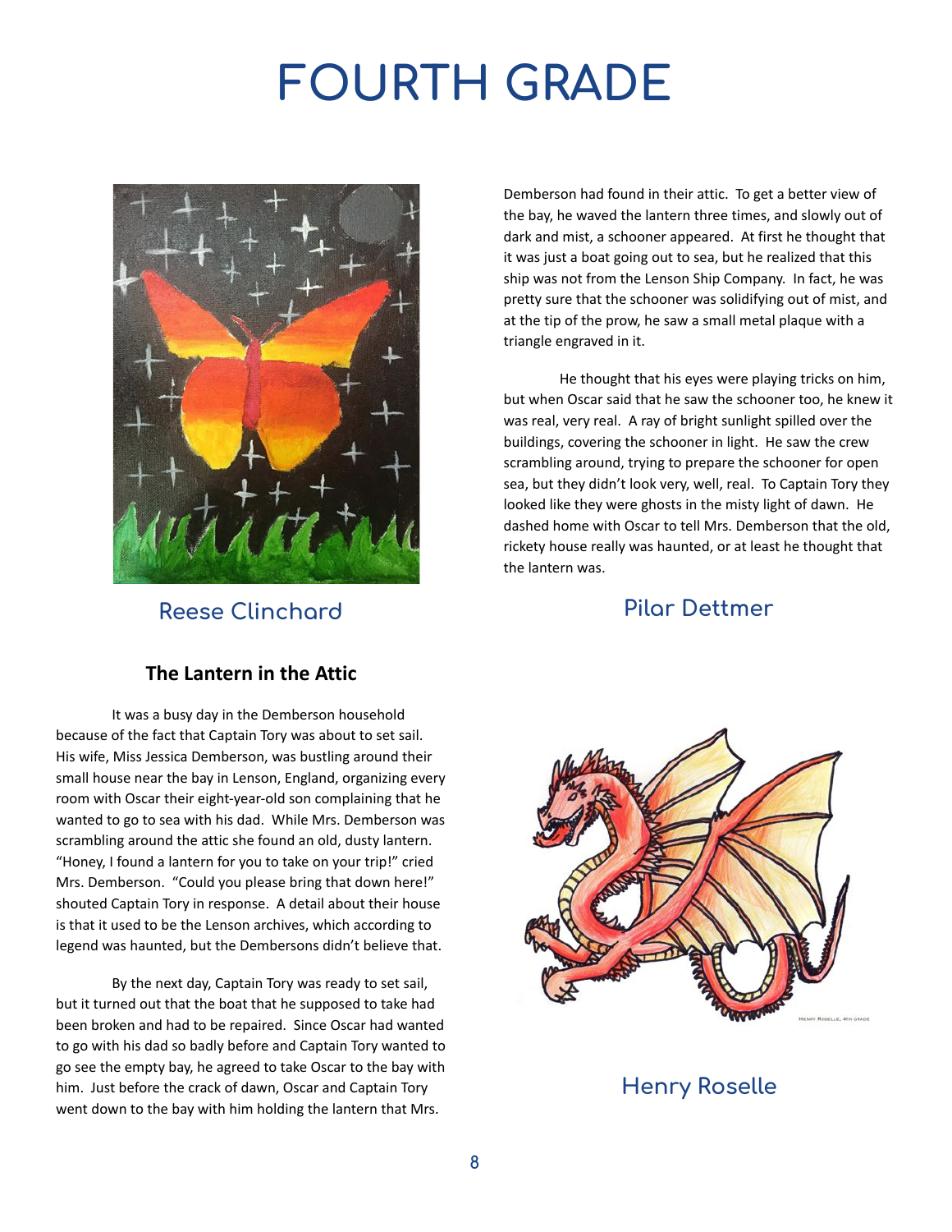# FOURTH GRADE

Reese Clinchard

### The Lantern in the Attic

It was a busy day in the Demberson household because of the fact that Captain Tory was about to set sail. His wife, Miss Jessica Demberson, was bustling around their small house near the bay in Lenson, England, organizing every room with Oscar their eight-year-old son complaining that he wanted to go to sea with his dad. While Mrs. Demberson was scrambling around the attic she found an old, dusty lantern. "Honey, I found a lantern for you to take on your trip!" cried Mrs. Demberson. "Could you please bring that down here!" shouted Captain Tory in response. A detail about their house is that it used to be the Lenson archives, which according to legend was haunted, but the Dembersons didn't believe that.

By the next day, Captain Tory was ready to set sail, but it turned out that the boat that he supposed to take had been broken and had to be repaired. Since Oscar had wanted to go with his dad so badly before and Captain Tory wanted to go see the empty bay, he agreed to take Oscar to the bay with him. Just before the crack of dawn, Oscar and Captain Tory went down to the bay with him holding the lantern that Mrs. Demberson had found in their attic. To get a better view of the bay, he waved the lantern three times, and slowly out of dark and mist, a schooner appeared. At first he thought that it was just a boat going out to sea, but he realized that this ship was not from the Lenson Ship Company. In fact, he was pretty sure that the schooner was solidifying out of mist, and at the tip of the prow, he saw a small metal plaque with a triangle engraved in it.

He thought that his eyes were playing tricks on him, but when Oscar said that he saw the schooner too, he knew it was real, very real. A ray of bright sunlight spilled over the buildings, covering the schooner in light. He saw the crew scrambling around, trying to prepare the schooner for open sea, but they didn't look very, well, real. To Captain Tory they looked like they were ghosts in the misty light of dawn. He dashed home with Oscar to tell Mrs. Demberson that the old, rickety house really was haunted, or at least he thought that the lantern was.

Pilar Dettmer

Henry Roselle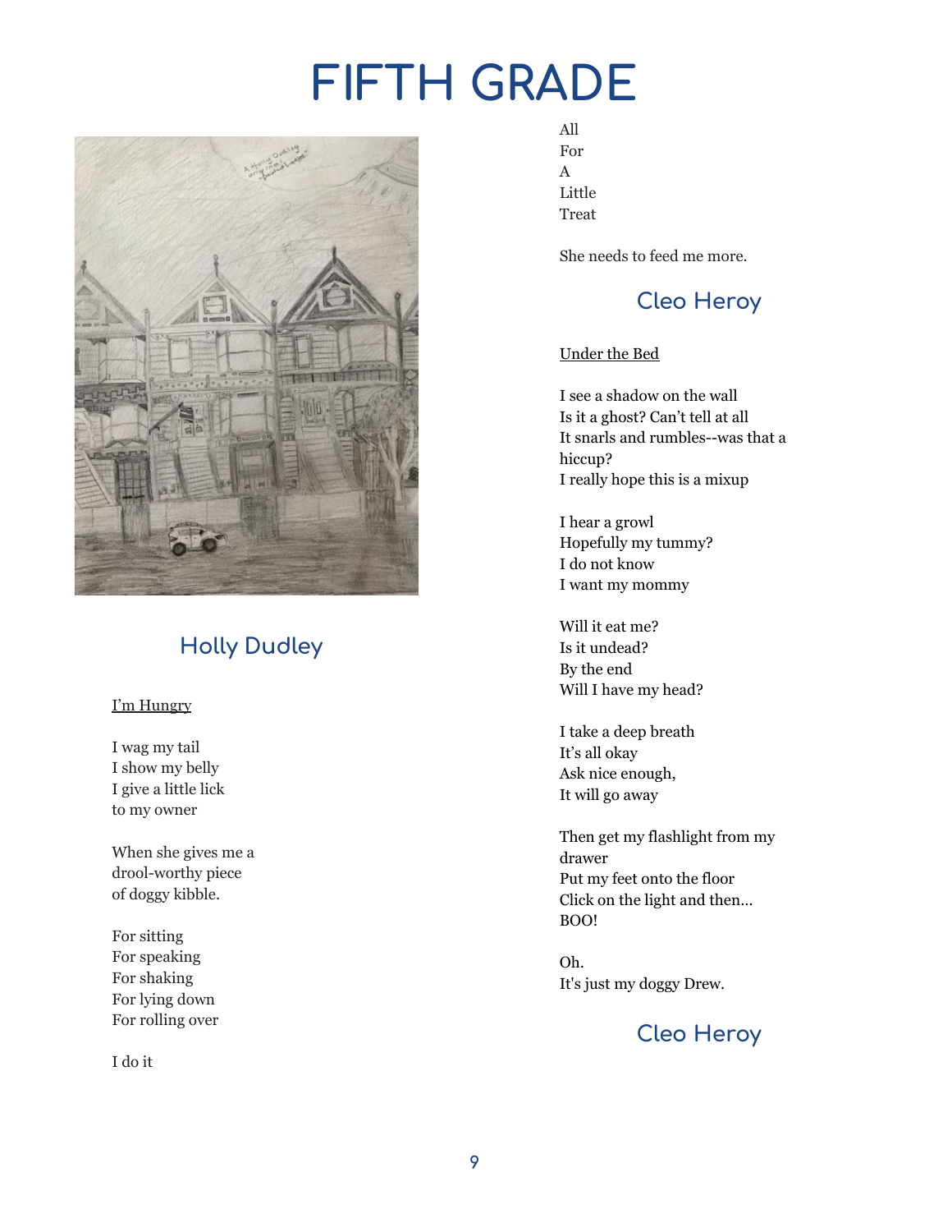# FIFTH GRADE

## Holly Dudley

<u>I'm Hungry</u>

I wag my tail  
I show my belly  
I give a little lick  
to my owner

When she gives me a  
drool-worthy piece  
of doggy kibble.

For sitting  
For speaking  
For shaking  
For lying down  
For rolling over

I do it

All  
For  
A  
Little  
Treat

She needs to feed me more.

## Cleo Heroy

<u>Under the Bed</u>

I see a shadow on the wall  
Is it a ghost? Can't tell at all  
It snarls and rumbles--was that a hiccup?  
I really hope this is a mixup

I hear a growl  
Hopefully my tummy?  
I do not know  
I want my mommy

Will it eat me?  
Is it undead?  
By the end  
Will I have my head?

I take a deep breath  
It's all okay  
Ask nice enough,  
It will go away

Then get my flashlight from my drawer  
Put my feet onto the floor  
Click on the light and then…  
BOO!

Oh.  
It's just my doggy Drew.

## Cleo Heroy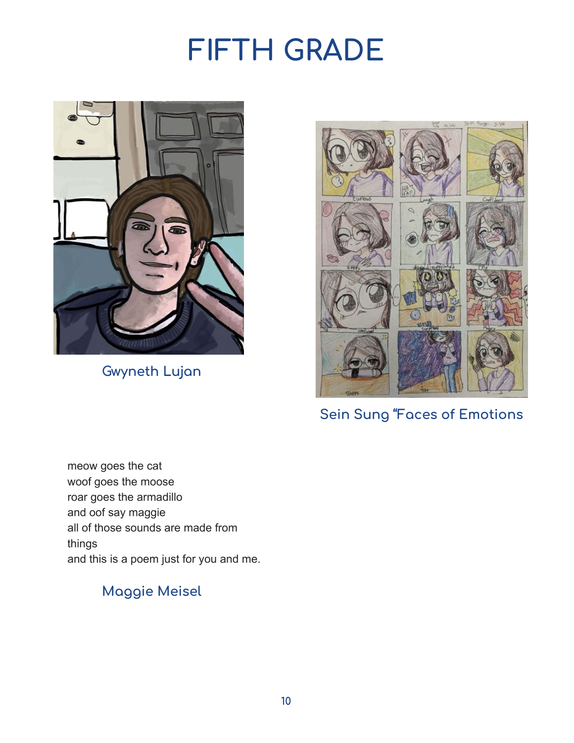# FIFTH GRADE

Gwyneth Lujan

Sein Sung "Faces of Emotions

meow goes the cat
woof goes the moose
roar goes the armadillo
and oof say maggie
all of those sounds are made from
things
and this is a poem just for you and me.

Maggie Meisel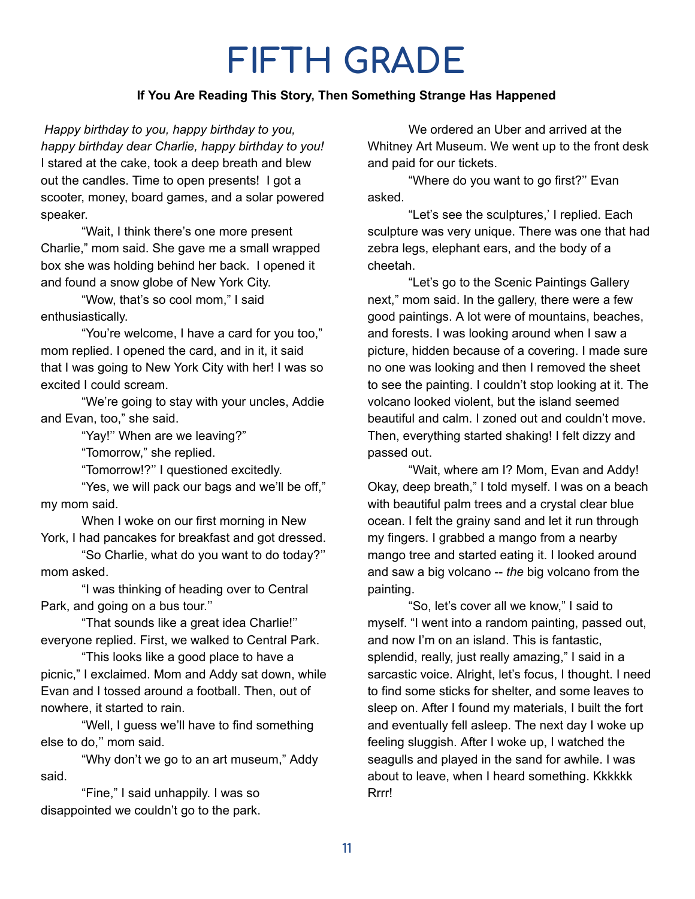# FIFTH GRADE

**If You Are Reading This Story, Then Something Strange Has Happened**

*Happy birthday to you, happy birthday to you, happy birthday dear Charlie, happy birthday to you!* I stared at the cake, took a deep breath and blew out the candles. Time to open presents! I got a scooter, money, board games, and a solar powered speaker.

"Wait, I think there's one more present Charlie," mom said. She gave me a small wrapped box she was holding behind her back. I opened it and found a snow globe of New York City.

"Wow, that's so cool mom," I said enthusiastically.

"You're welcome, I have a card for you too," mom replied. I opened the card, and in it, it said that I was going to New York City with her! I was so excited I could scream.

"We're going to stay with your uncles, Addie and Evan, too," she said.

"Yay!'' When are we leaving?"

"Tomorrow," she replied.

"Tomorrow!?'' I questioned excitedly.

"Yes, we will pack our bags and we'll be off," my mom said.

When I woke on our first morning in New York, I had pancakes for breakfast and got dressed.

"So Charlie, what do you want to do today?'' mom asked.

"I was thinking of heading over to Central Park, and going on a bus tour.''

"That sounds like a great idea Charlie!'' everyone replied. First, we walked to Central Park.

"This looks like a good place to have a picnic," I exclaimed. Mom and Addy sat down, while Evan and I tossed around a football. Then, out of nowhere, it started to rain.

"Well, I guess we'll have to find something else to do,'' mom said.

"Why don't we go to an art museum," Addy said.

"Fine," I said unhappily. I was so disappointed we couldn't go to the park.

We ordered an Uber and arrived at the Whitney Art Museum. We went up to the front desk and paid for our tickets.

"Where do you want to go first?'' Evan asked.

"Let's see the sculptures,' I replied. Each sculpture was very unique. There was one that had zebra legs, elephant ears, and the body of a cheetah.

"Let's go to the Scenic Paintings Gallery next," mom said. In the gallery, there were a few good paintings. A lot were of mountains, beaches, and forests. I was looking around when I saw a picture, hidden because of a covering. I made sure no one was looking and then I removed the sheet to see the painting. I couldn't stop looking at it. The volcano looked violent, but the island seemed beautiful and calm. I zoned out and couldn't move. Then, everything started shaking! I felt dizzy and passed out.

"Wait, where am I? Mom, Evan and Addy! Okay, deep breath," I told myself. I was on a beach with beautiful palm trees and a crystal clear blue ocean. I felt the grainy sand and let it run through my fingers. I grabbed a mango from a nearby mango tree and started eating it. I looked around and saw a big volcano -- *the* big volcano from the painting.

"So, let's cover all we know," I said to myself. "I went into a random painting, passed out, and now I'm on an island. This is fantastic, splendid, really, just really amazing," I said in a sarcastic voice. Alright, let's focus, I thought. I need to find some sticks for shelter, and some leaves to sleep on. After I found my materials, I built the fort and eventually fell asleep. The next day I woke up feeling sluggish. After I woke up, I watched the seagulls and played in the sand for awhile. I was about to leave, when I heard something. Kkkkkk Rrrr!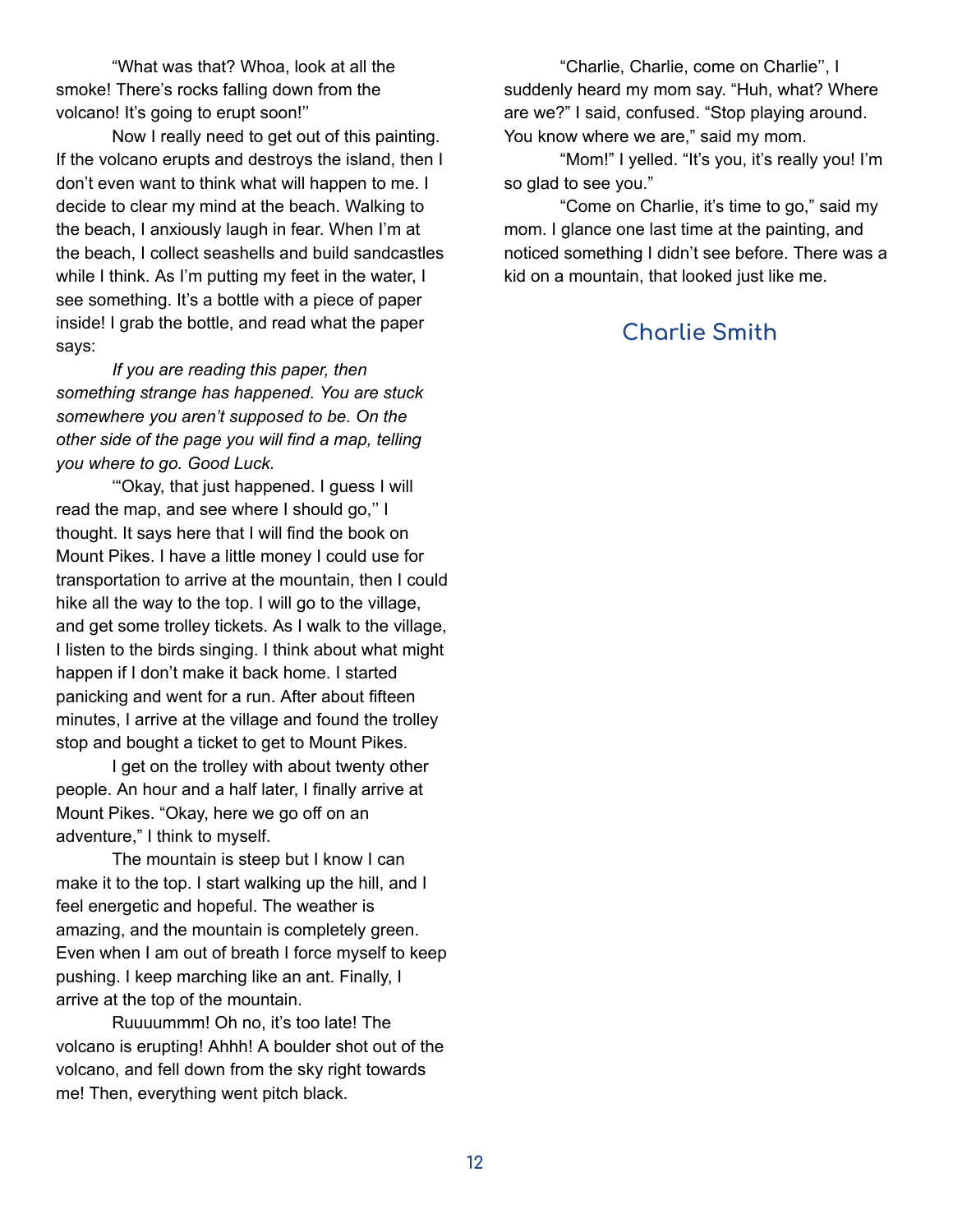"What was that? Whoa, look at all the smoke! There's rocks falling down from the volcano! It's going to erupt soon!"

Now I really need to get out of this painting. If the volcano erupts and destroys the island, then I don't even want to think what will happen to me. I decide to clear my mind at the beach. Walking to the beach, I anxiously laugh in fear. When I'm at the beach, I collect seashells and build sandcastles while I think. As I'm putting my feet in the water, I see something. It's a bottle with a piece of paper inside! I grab the bottle, and read what the paper says:

*If you are reading this paper, then something strange has happened. You are stuck somewhere you aren't supposed to be. On the other side of the page you will find a map, telling you where to go. Good Luck.*

'"Okay, that just happened. I guess I will read the map, and see where I should go,'' I thought. It says here that I will find the book on Mount Pikes. I have a little money I could use for transportation to arrive at the mountain, then I could hike all the way to the top. I will go to the village, and get some trolley tickets. As I walk to the village, I listen to the birds singing. I think about what might happen if I don't make it back home. I started panicking and went for a run. After about fifteen minutes, I arrive at the village and found the trolley stop and bought a ticket to get to Mount Pikes.

I get on the trolley with about twenty other people. An hour and a half later, I finally arrive at Mount Pikes. "Okay, here we go off on an adventure," I think to myself.

The mountain is steep but I know I can make it to the top. I start walking up the hill, and I feel energetic and hopeful. The weather is amazing, and the mountain is completely green. Even when I am out of breath I force myself to keep pushing. I keep marching like an ant. Finally, I arrive at the top of the mountain.

Ruuuummm! Oh no, it's too late! The volcano is erupting! Ahhh! A boulder shot out of the volcano, and fell down from the sky right towards me! Then, everything went pitch black.

"Charlie, Charlie, come on Charlie'', I suddenly heard my mom say. "Huh, what? Where are we?" I said, confused. "Stop playing around. You know where we are," said my mom.

"Mom!" I yelled. "It's you, it's really you! I'm so glad to see you."

"Come on Charlie, it's time to go," said my mom. I glance one last time at the painting, and noticed something I didn't see before. There was a kid on a mountain, that looked just like me.

Charlie Smith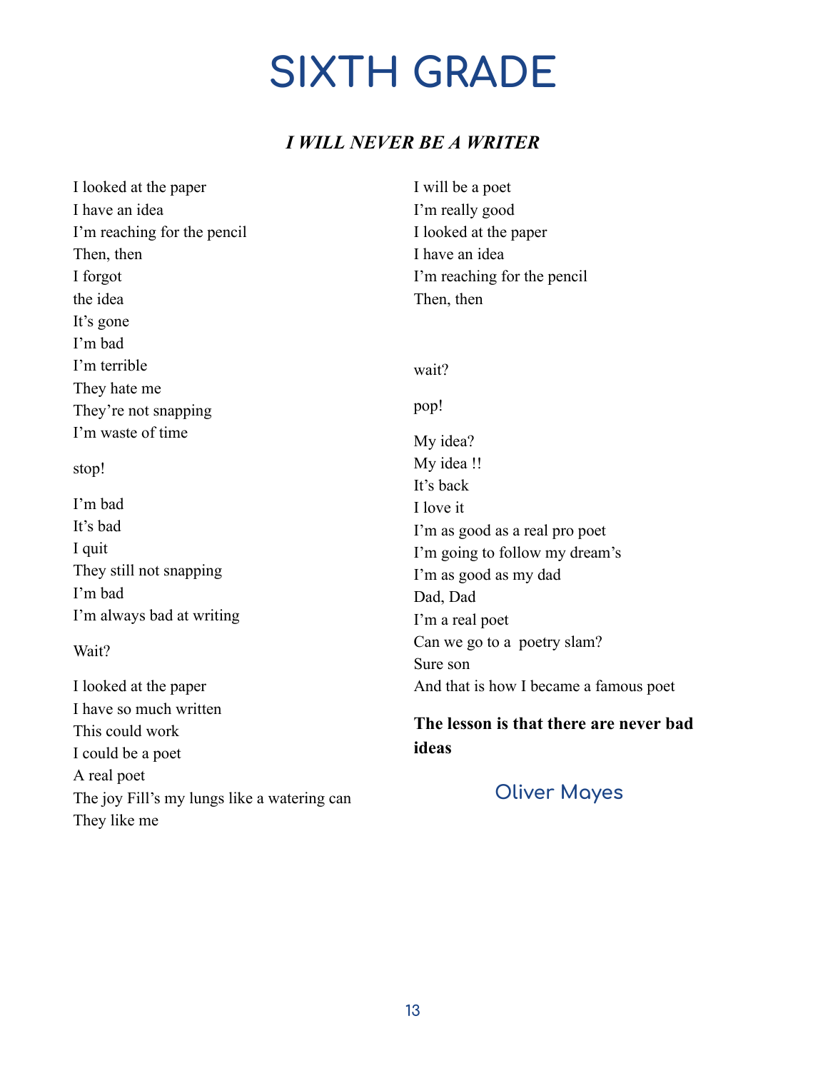# SIXTH GRADE

## *I WILL NEVER BE A WRITER*

I looked at the paper  
I have an idea  
I'm reaching for the pencil  
Then, then  
I forgot  
the idea  
It's gone  
I'm bad  
I'm terrible  
They hate me  
They're not snapping  
I'm waste of time

stop!

I'm bad  
It's bad  
I quit  
They still not snapping  
I'm bad  
I'm always bad at writing

Wait?

I looked at the paper  
I have so much written  
This could work  
I could be a poet  
A real poet  
The joy Fill's my lungs like a watering can  
They like me  
I will be a poet  
I'm really good  
I looked at the paper  
I have an idea  
I'm reaching for the pencil  
Then, then

wait?

pop!

My idea?  
My idea !!  
It's back  
I love it  
I'm as good as a real pro poet  
I'm going to follow my dream's  
I'm as good as my dad  
Dad, Dad  
I'm a real poet  
Can we go to a poetry slam?  
Sure son  
And that is how I became a famous poet

**The lesson is that there are never bad ideas**

Oliver Mayes